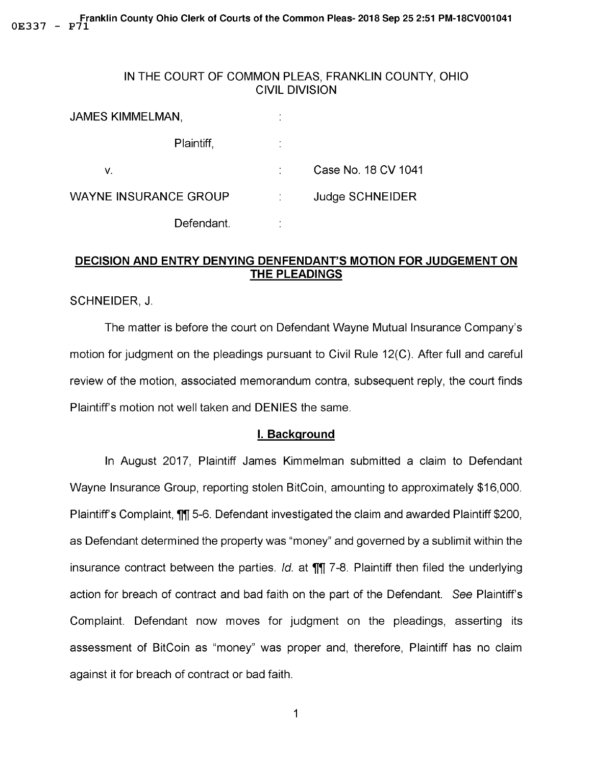Franklin County Ohio Clerk of Courts of the Common Pleas- 2018 Sep 25 2:51 PM-18CV001041
0E337 - P71

IN THE COURT OF COMMON PLEAS, FRANKLIN COUNTY, OHIO
CIVIL DIVISION

| | | |
|---|---|---|
| JAMES KIMMELMAN, | : | |
| Plaintiff, | : | |
| v. | : | Case No. 18 CV 1041 |
| WAYNE INSURANCE GROUP | : | Judge SCHNEIDER |
| Defendant. | : | |

**DECISION AND ENTRY DENYING DENFENDANT'S MOTION FOR JUDGEMENT ON THE PLEADINGS**

SCHNEIDER, J.

The matter is before the court on Defendant Wayne Mutual Insurance Company's motion for judgment on the pleadings pursuant to Civil Rule 12(C). After full and careful review of the motion, associated memorandum contra, subsequent reply, the court finds Plaintiff's motion not well taken and DENIES the same.

## I. Background

In August 2017, Plaintiff James Kimmelman submitted a claim to Defendant Wayne Insurance Group, reporting stolen BitCoin, amounting to approximately $16,000. Plaintiff's Complaint, ¶¶ 5-6. Defendant investigated the claim and awarded Plaintiff $200, as Defendant determined the property was "money" and governed by a sublimit within the insurance contract between the parties. *Id.* at ¶¶ 7-8. Plaintiff then filed the underlying action for breach of contract and bad faith on the part of the Defendant. *See* Plaintiff's Complaint. Defendant now moves for judgment on the pleadings, asserting its assessment of BitCoin as "money" was proper and, therefore, Plaintiff has no claim against it for breach of contract or bad faith.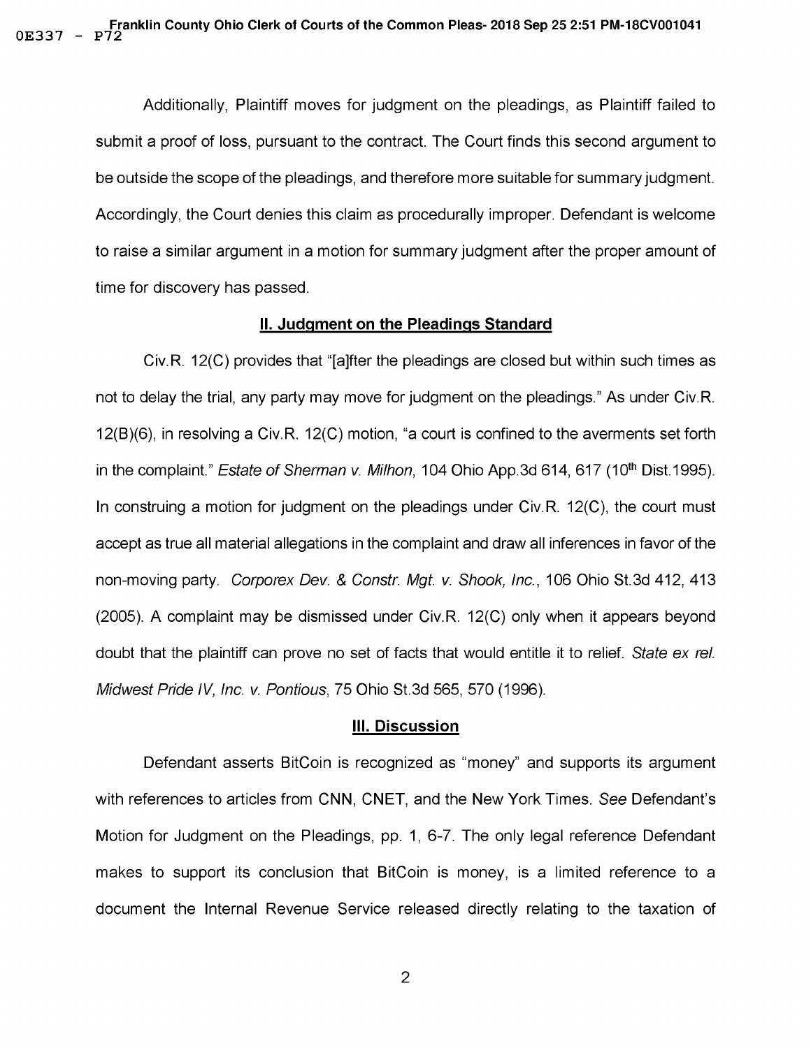Additionally, Plaintiff moves for judgment on the pleadings, as Plaintiff failed to submit a proof of loss, pursuant to the contract. The Court finds this second argument to be outside the scope of the pleadings, and therefore more suitable for summary judgment. Accordingly, the Court denies this claim as procedurally improper. Defendant is welcome to raise a similar argument in a motion for summary judgment after the proper amount of time for discovery has passed.

## II. Judgment on the Pleadings Standard

Civ.R. 12(C) provides that "[a]fter the pleadings are closed but within such times as not to delay the trial, any party may move for judgment on the pleadings." As under Civ.R. 12(B)(6), in resolving a Civ.R. 12(C) motion, "a court is confined to the averments set forth in the complaint." *Estate of Sherman v. Milhon*, 104 Ohio App.3d 614, 617 (10th Dist.1995). In construing a motion for judgment on the pleadings under Civ.R. 12(C), the court must accept as true all material allegations in the complaint and draw all inferences in favor of the non-moving party. *Corporex Dev. & Constr. Mgt. v. Shook, Inc.*, 106 Ohio St.3d 412, 413 (2005). A complaint may be dismissed under Civ.R. 12(C) only when it appears beyond doubt that the plaintiff can prove no set of facts that would entitle it to relief. *State ex rel. Midwest Pride IV, Inc. v. Pontious*, 75 Ohio St.3d 565, 570 (1996).

## III. Discussion

Defendant asserts BitCoin is recognized as "money" and supports its argument with references to articles from CNN, CNET, and the New York Times. *See* Defendant's Motion for Judgment on the Pleadings, pp. 1, 6-7. The only legal reference Defendant makes to support its conclusion that BitCoin is money, is a limited reference to a document the Internal Revenue Service released directly relating to the taxation of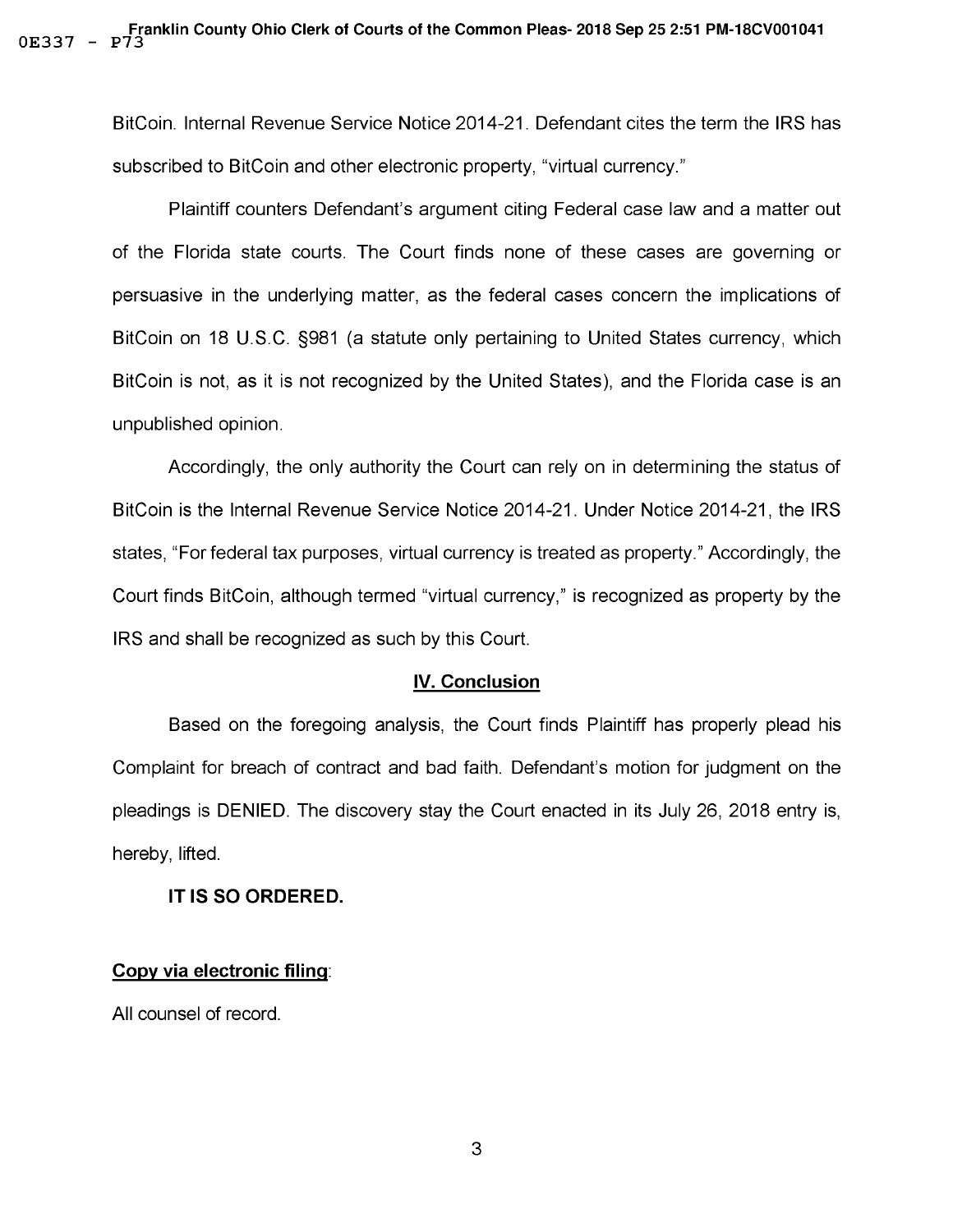BitCoin. Internal Revenue Service Notice 2014-21. Defendant cites the term the IRS has subscribed to BitCoin and other electronic property, "virtual currency."

Plaintiff counters Defendant's argument citing Federal case law and a matter out of the Florida state courts. The Court finds none of these cases are governing or persuasive in the underlying matter, as the federal cases concern the implications of BitCoin on 18 U.S.C. §981 (a statute only pertaining to United States currency, which BitCoin is not, as it is not recognized by the United States), and the Florida case is an unpublished opinion.

Accordingly, the only authority the Court can rely on in determining the status of BitCoin is the Internal Revenue Service Notice 2014-21. Under Notice 2014-21, the IRS states, "For federal tax purposes, virtual currency is treated as property." Accordingly, the Court finds BitCoin, although termed "virtual currency," is recognized as property by the IRS and shall be recognized as such by this Court.

## IV. Conclusion

Based on the foregoing analysis, the Court finds Plaintiff has properly plead his Complaint for breach of contract and bad faith. Defendant's motion for judgment on the pleadings is DENIED. The discovery stay the Court enacted in its July 26, 2018 entry is, hereby, lifted.

**IT IS SO ORDERED.**

**Copy via electronic filing**:

All counsel of record.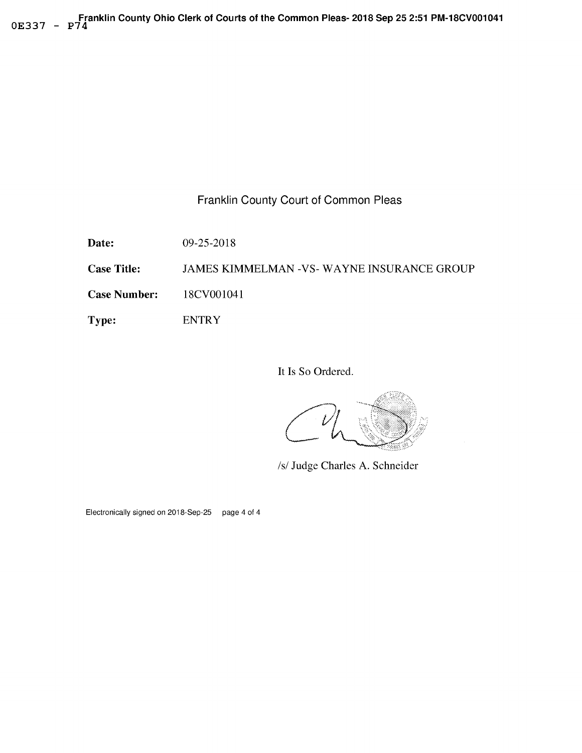Franklin County Court of Common Pleas

| | |
|---|---|
| **Date:** | 09-25-2018 |
| **Case Title:** | JAMES KIMMELMAN -VS- WAYNE INSURANCE GROUP |
| **Case Number:** | 18CV001041 |
| **Type:** | ENTRY |

It Is So Ordered.

/s/ Judge Charles A. Schneider

Electronically signed on 2018-Sep-25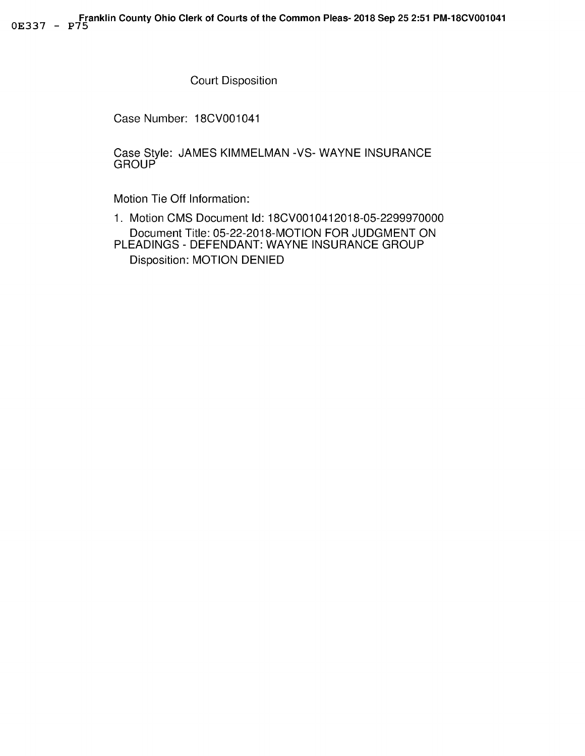# Court Disposition

Case Number: 18CV001041

Case Style: JAMES KIMMELMAN -VS- WAYNE INSURANCE GROUP

Motion Tie Off Information:

1. Motion CMS Document Id: 18CV0010412018-05-2299970000
   
   Document Title: 05-22-2018-MOTION FOR JUDGMENT ON PLEADINGS - DEFENDANT: WAYNE INSURANCE GROUP
   
   Disposition: MOTION DENIED